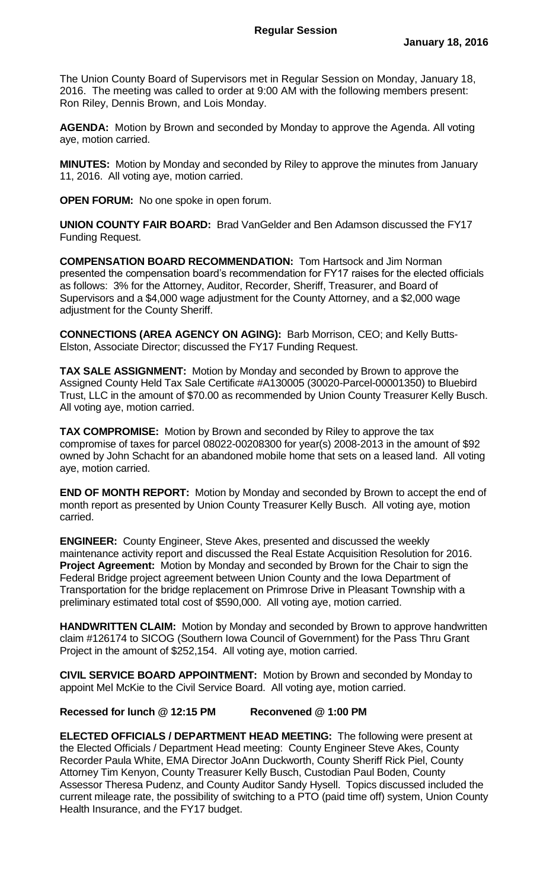# Regular Session

**January 18, 2016**

The Union County Board of Supervisors met in Regular Session on Monday, January 18, 2016. The meeting was called to order at 9:00 AM with the following members present: Ron Riley, Dennis Brown, and Lois Monday.

**AGENDA:** Motion by Brown and seconded by Monday to approve the Agenda. All voting aye, motion carried.

**MINUTES:** Motion by Monday and seconded by Riley to approve the minutes from January 11, 2016. All voting aye, motion carried.

**OPEN FORUM:** No one spoke in open forum.

**UNION COUNTY FAIR BOARD:** Brad VanGelder and Ben Adamson discussed the FY17 Funding Request.

**COMPENSATION BOARD RECOMMENDATION:** Tom Hartsock and Jim Norman presented the compensation board's recommendation for FY17 raises for the elected officials as follows: 3% for the Attorney, Auditor, Recorder, Sheriff, Treasurer, and Board of Supervisors and a $4,000 wage adjustment for the County Attorney, and a $2,000 wage adjustment for the County Sheriff.

**CONNECTIONS (AREA AGENCY ON AGING):** Barb Morrison, CEO; and Kelly Butts-Elston, Associate Director; discussed the FY17 Funding Request.

**TAX SALE ASSIGNMENT:** Motion by Monday and seconded by Brown to approve the Assigned County Held Tax Sale Certificate #A130005 (30020-Parcel-00001350) to Bluebird Trust, LLC in the amount of $70.00 as recommended by Union County Treasurer Kelly Busch. All voting aye, motion carried.

**TAX COMPROMISE:** Motion by Brown and seconded by Riley to approve the tax compromise of taxes for parcel 08022-00208300 for year(s) 2008-2013 in the amount of $92 owned by John Schacht for an abandoned mobile home that sets on a leased land. All voting aye, motion carried.

**END OF MONTH REPORT:** Motion by Monday and seconded by Brown to accept the end of month report as presented by Union County Treasurer Kelly Busch. All voting aye, motion carried.

**ENGINEER:** County Engineer, Steve Akes, presented and discussed the weekly maintenance activity report and discussed the Real Estate Acquisition Resolution for 2016. **Project Agreement:** Motion by Monday and seconded by Brown for the Chair to sign the Federal Bridge project agreement between Union County and the Iowa Department of Transportation for the bridge replacement on Primrose Drive in Pleasant Township with a preliminary estimated total cost of $590,000. All voting aye, motion carried.

**HANDWRITTEN CLAIM:** Motion by Monday and seconded by Brown to approve handwritten claim #126174 to SICOG (Southern Iowa Council of Government) for the Pass Thru Grant Project in the amount of $252,154. All voting aye, motion carried.

**CIVIL SERVICE BOARD APPOINTMENT:** Motion by Brown and seconded by Monday to appoint Mel McKie to the Civil Service Board. All voting aye, motion carried.

**Recessed for lunch @ 12:15 PM Reconvened @ 1:00 PM**

**ELECTED OFFICIALS / DEPARTMENT HEAD MEETING:** The following were present at the Elected Officials / Department Head meeting: County Engineer Steve Akes, County Recorder Paula White, EMA Director JoAnn Duckworth, County Sheriff Rick Piel, County Attorney Tim Kenyon, County Treasurer Kelly Busch, Custodian Paul Boden, County Assessor Theresa Pudenz, and County Auditor Sandy Hysell. Topics discussed included the current mileage rate, the possibility of switching to a PTO (paid time off) system, Union County Health Insurance, and the FY17 budget.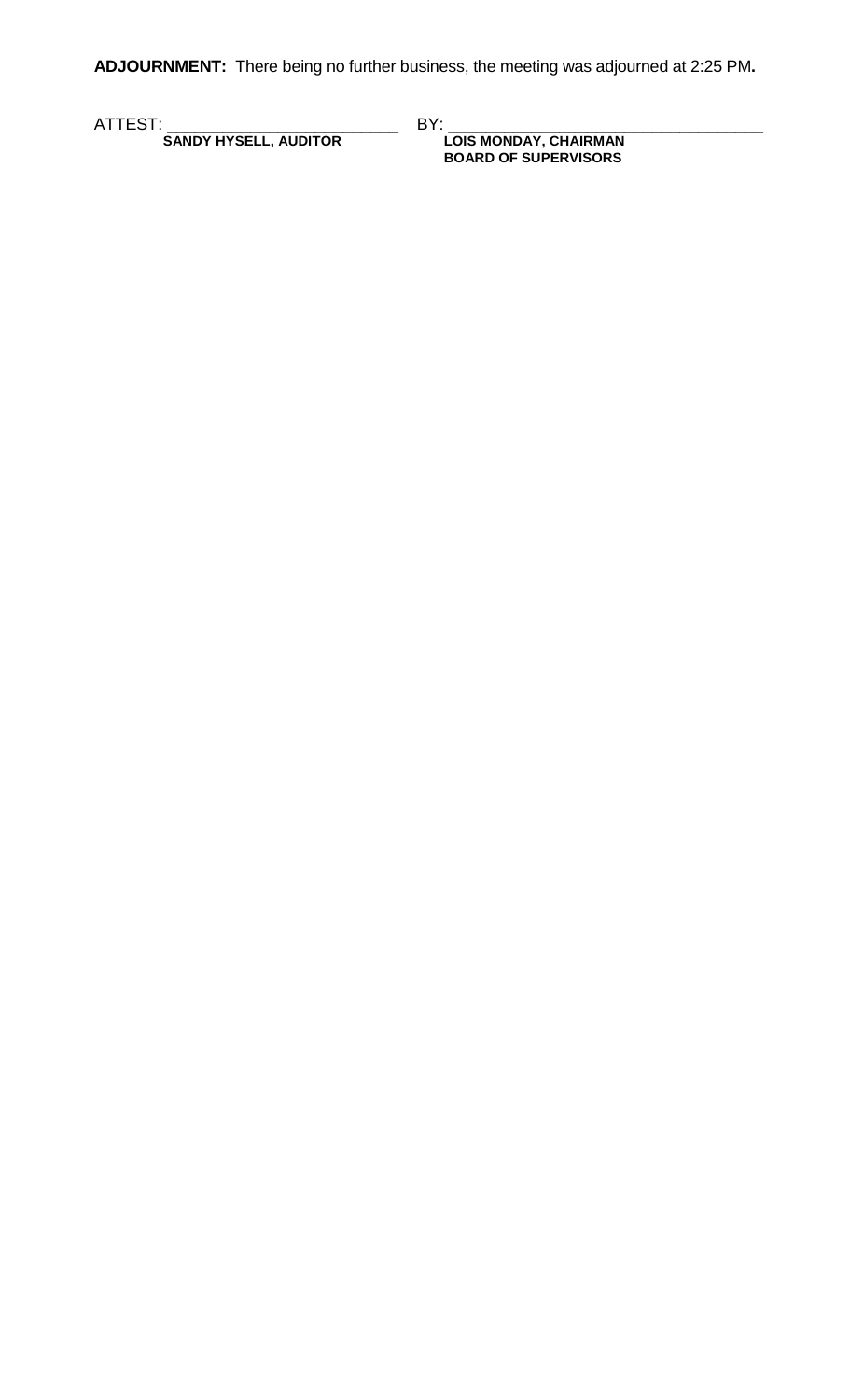**ADJOURNMENT:** There being no further business, the meeting was adjourned at 2:25 PM**.**

ATTEST: ___________________________ BY: ____________________________________

**SANDY HYSELL, AUDITOR** **LOIS MONDAY, CHAIRMAN**
**BOARD OF SUPERVISORS**